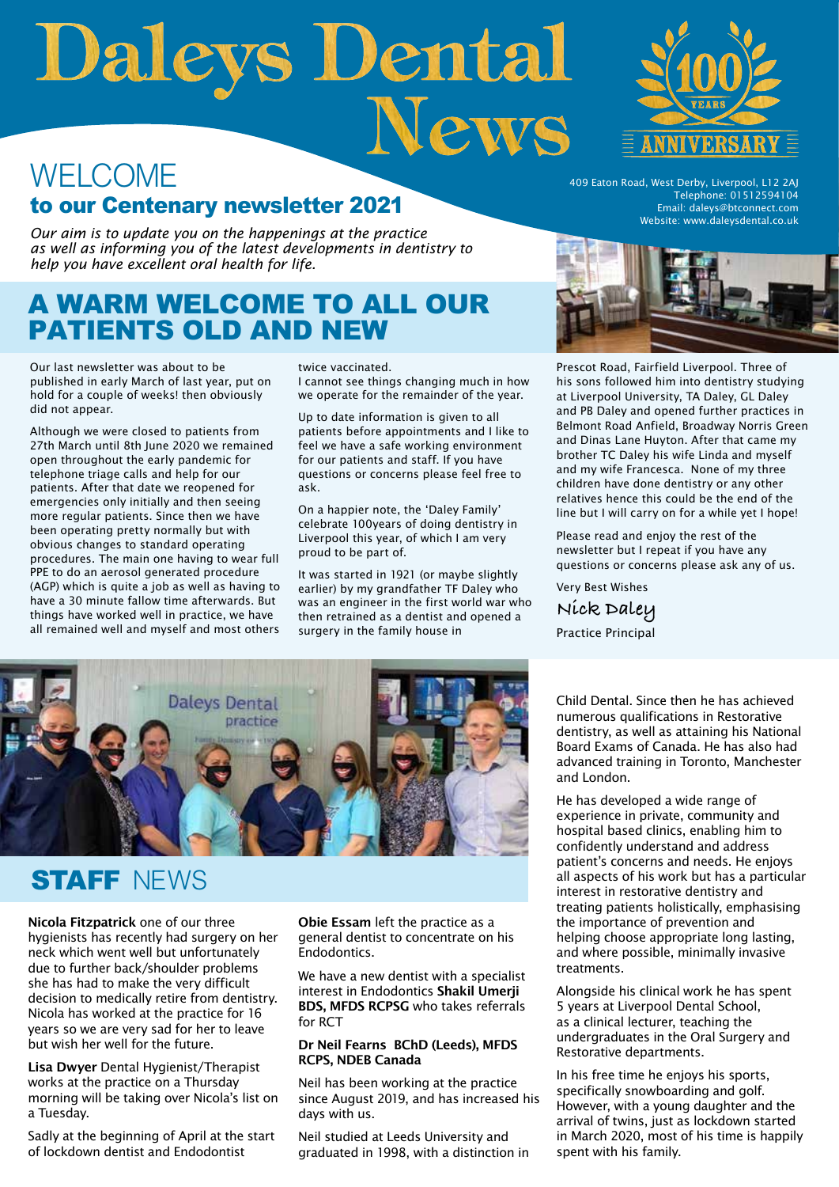# Daleys Dental News

100 YEARS ANNIVERSARY

409 Eaton Road, West Derby, Liverpool, L12 2AJ
Telephone: 01512594104
Email: daleys@btconnect.com
Website: www.daleysdental.co.uk

## WELCOME to our Centenary newsletter 2021

*Our aim is to update you on the happenings at the practice as well as informing you of the latest developments in dentistry to help you have excellent oral health for life.*

## A WARM WELCOME TO ALL OUR PATIENTS OLD AND NEW

Our last newsletter was about to be published in early March of last year, put on hold for a couple of weeks! then obviously did not appear.

Although we were closed to patients from 27th March until 8th June 2020 we remained open throughout the early pandemic for telephone triage calls and help for our patients. After that date we reopened for emergencies only initially and then seeing more regular patients. Since then we have been operating pretty normally but with obvious changes to standard operating procedures. The main one having to wear full PPE to do an aerosol generated procedure (AGP) which is quite a job as well as having to have a 30 minute fallow time afterwards. But things have worked well in practice, we have all remained well and myself and most others twice vaccinated.

I cannot see things changing much in how we operate for the remainder of the year.

Up to date information is given to all patients before appointments and I like to feel we have a safe working environment for our patients and staff. If you have questions or concerns please feel free to ask.

On a happier note, the 'Daley Family' celebrate 100years of doing dentistry in Liverpool this year, of which I am very proud to be part of.

It was started in 1921 (or maybe slightly earlier) by my grandfather TF Daley who was an engineer in the first world war who then retrained as a dentist and opened a surgery in the family house in Prescot Road, Fairfield Liverpool. Three of his sons followed him into dentistry studying at Liverpool University, TA Daley, GL Daley and PB Daley and opened further practices in Belmont Road Anfield, Broadway Norris Green and Dinas Lane Huyton. After that came my brother TC Daley his wife Linda and myself and my wife Francesca. None of my three children have done dentistry or any other relatives hence this could be the end of the line but I will carry on for a while yet I hope!

Please read and enjoy the rest of the newsletter but I repeat if you have any questions or concerns please ask any of us.

Very Best Wishes

Nick Daley

Practice Principal

## STAFF NEWS

**Nicola Fitzpatrick** one of our three hygienists has recently had surgery on her neck which went well but unfortunately due to further back/shoulder problems she has had to make the very difficult decision to medically retire from dentistry. Nicola has worked at the practice for 16 years so we are very sad for her to leave but wish her well for the future.

**Lisa Dwyer** Dental Hygienist/Therapist works at the practice on a Thursday morning will be taking over Nicola's list on a Tuesday.

Sadly at the beginning of April at the start of lockdown dentist and Endodontist **Obie Essam** left the practice as a general dentist to concentrate on his Endodontics.

We have a new dentist with a specialist interest in Endodontics **Shakil Umerji BDS, MFDS RCPSG** who takes referrals for RCT

**Dr Neil Fearns BChD (Leeds), MFDS RCPS, NDEB Canada**

Neil has been working at the practice since August 2019, and has increased his days with us.

Neil studied at Leeds University and graduated in 1998, with a distinction in Child Dental. Since then he has achieved numerous qualifications in Restorative dentistry, as well as attaining his National Board Exams of Canada. He has also had advanced training in Toronto, Manchester and London.

He has developed a wide range of experience in private, community and hospital based clinics, enabling him to confidently understand and address patient's concerns and needs. He enjoys all aspects of his work but has a particular interest in restorative dentistry and treating patients holistically, emphasising the importance of prevention and helping choose appropriate long lasting, and where possible, minimally invasive treatments.

Alongside his clinical work he has spent 5 years at Liverpool Dental School, as a clinical lecturer, teaching the undergraduates in the Oral Surgery and Restorative departments.

In his free time he enjoys his sports, specifically snowboarding and golf. However, with a young daughter and the arrival of twins, just as lockdown started in March 2020, most of his time is happily spent with his family.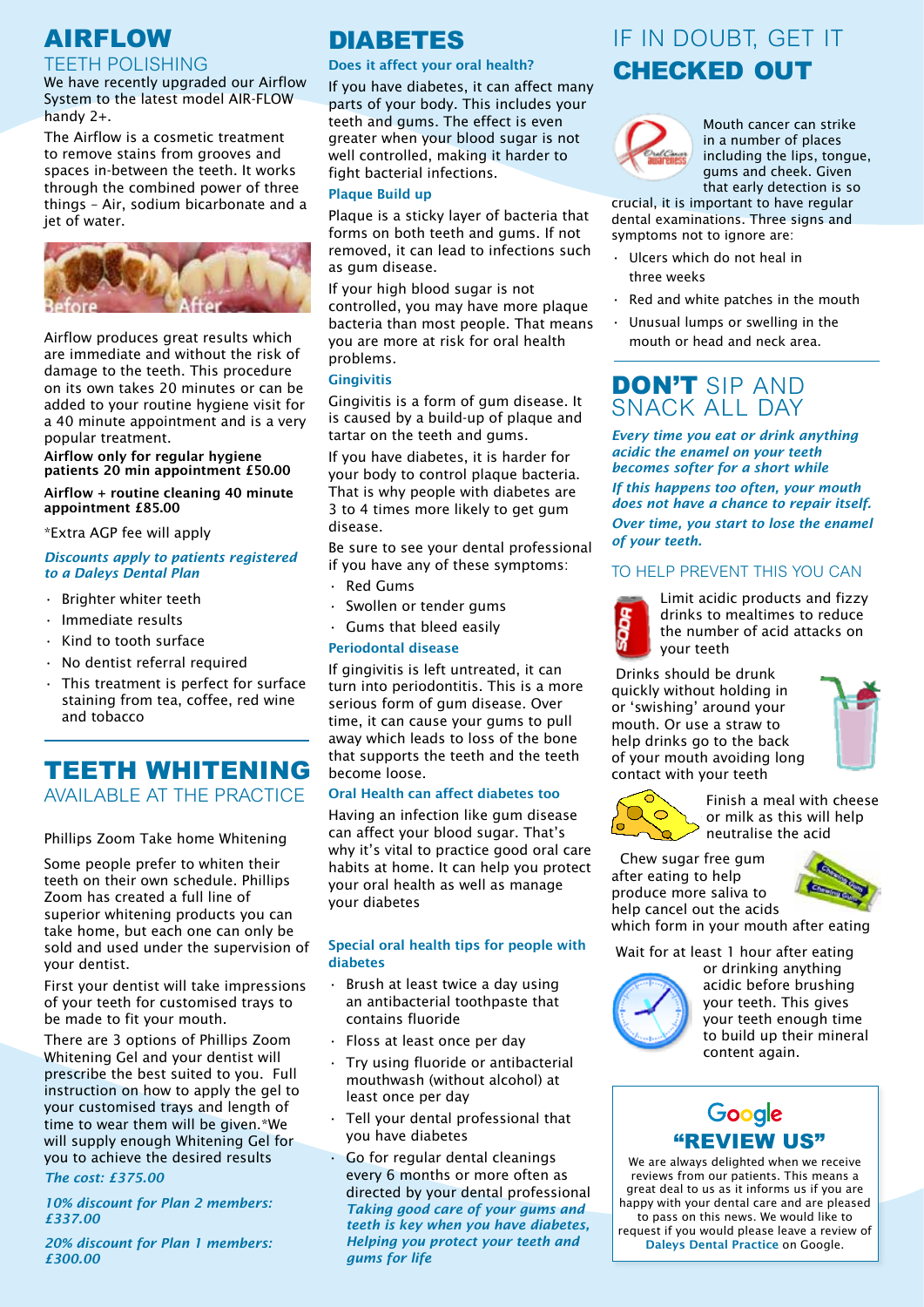# AIRFLOW

## TEETH POLISHING

We have recently upgraded our Airflow System to the latest model AIR-FLOW handy 2+.

The Airflow is a cosmetic treatment to remove stains from grooves and spaces in-between the teeth. It works through the combined power of three things – Air, sodium bicarbonate and a jet of water.

Before After

Airflow produces great results which are immediate and without the risk of damage to the teeth. This procedure on its own takes 20 minutes or can be added to your routine hygiene visit for a 40 minute appointment and is a very popular treatment.

**Airflow only for regular hygiene patients 20 min appointment £50.00**

**Airflow + routine cleaning 40 minute appointment £85.00**

*Extra AGP fee will apply

***Discounts apply to patients registered to a Daleys Dental Plan***

- Brighter whiter teeth
- Immediate results
- Kind to tooth surface
- No dentist referral required
- This treatment is perfect for surface staining from tea, coffee, red wine and tobacco

# TEETH WHITENING

## AVAILABLE AT THE PRACTICE

Phillips Zoom Take home Whitening

Some people prefer to whiten their teeth on their own schedule. Phillips Zoom has created a full line of superior whitening products you can take home, but each one can only be sold and used under the supervision of your dentist.

First your dentist will take impressions of your teeth for customised trays to be made to fit your mouth.

There are 3 options of Phillips Zoom Whitening Gel and your dentist will prescribe the best suited to you. Full instruction on how to apply the gel to your customised trays and length of time to wear them will be given.*We will supply enough Whitening Gel for you to achieve the desired results

***The cost: £375.00***

***10% discount for Plan 2 members: £337.00***

***20% discount for Plan 1 members: £300.00***

# DIABETES

### Does it affect your oral health?

If you have diabetes, it can affect many parts of your body. This includes your teeth and gums. The effect is even greater when your blood sugar is not well controlled, making it harder to fight bacterial infections.

### Plaque Build up

Plaque is a sticky layer of bacteria that forms on both teeth and gums. If not removed, it can lead to infections such as gum disease.

If your high blood sugar is not controlled, you may have more plaque bacteria than most people. That means you are more at risk for oral health problems.

### Gingivitis

Gingivitis is a form of gum disease. It is caused by a build-up of plaque and tartar on the teeth and gums.

If you have diabetes, it is harder for your body to control plaque bacteria. That is why people with diabetes are 3 to 4 times more likely to get gum disease.

Be sure to see your dental professional if you have any of these symptoms:

- Red Gums
- Swollen or tender gums
- Gums that bleed easily

### Periodontal disease

If gingivitis is left untreated, it can turn into periodontitis. This is a more serious form of gum disease. Over time, it can cause your gums to pull away which leads to loss of the bone that supports the teeth and the teeth become loose.

### Oral Health can affect diabetes too

Having an infection like gum disease can affect your blood sugar. That's why it's vital to practice good oral care habits at home. It can help you protect your oral health as well as manage your diabetes

### Special oral health tips for people with diabetes

- Brush at least twice a day using an antibacterial toothpaste that contains fluoride
- Floss at least once per day
- Try using fluoride or antibacterial mouthwash (without alcohol) at least once per day
- Tell your dental professional that you have diabetes
- Go for regular dental cleanings every 6 months or more often as directed by your dental professional

***Taking good care of your gums and teeth is key when you have diabetes, Helping you protect your teeth and gums for life***

# IF IN DOUBT, GET IT CHECKED OUT

Mouth cancer can strike in a number of places including the lips, tongue, gums and cheek. Given that early detection is so crucial, it is important to have regular dental examinations. Three signs and symptoms not to ignore are:

- Ulcers which do not heal in three weeks
- Red and white patches in the mouth
- Unusual lumps or swelling in the mouth or head and neck area.

# DON'T SIP AND SNACK ALL DAY

***Every time you eat or drink anything acidic the enamel on your teeth becomes softer for a short while***

***If this happens too often, your mouth does not have a chance to repair itself.***

***Over time, you start to lose the enamel of your teeth.***

## TO HELP PREVENT THIS YOU CAN

Limit acidic products and fizzy drinks to mealtimes to reduce the number of acid attacks on your teeth

Drinks should be drunk quickly without holding in or 'swishing' around your mouth. Or use a straw to help drinks go to the back of your mouth avoiding long contact with your teeth

Finish a meal with cheese or milk as this will help neutralise the acid

Chew sugar free gum after eating to help produce more saliva to help cancel out the acids which form in your mouth after eating

Wait for at least 1 hour after eating or drinking anything acidic before brushing your teeth. This gives your teeth enough time to build up their mineral content again.

# Google "REVIEW US"

We are always delighted when we receive reviews from our patients. This means a great deal to us as it informs us if you are happy with your dental care and are pleased to pass on this news. We would like to request if you would please leave a review of **Daleys Dental Practice** on Google.